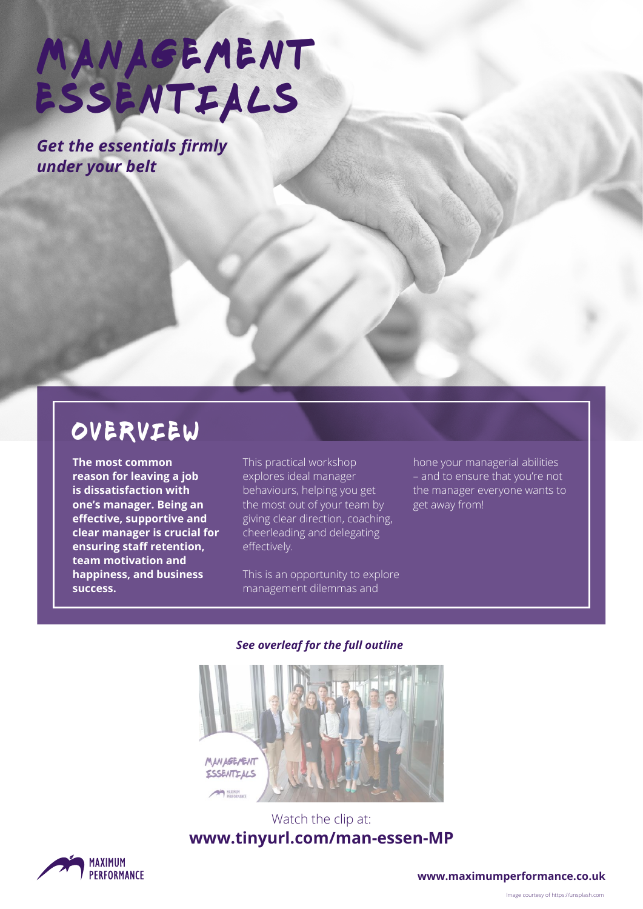# MANAGEMENT ESSENTIALS

***Get the essentials firmly under your belt***

## OVERVIEW

**The most common reason for leaving a job is dissatisfaction with one's manager. Being an effective, supportive and clear manager is crucial for ensuring staff retention, team motivation and happiness, and business success.**

This practical workshop explores ideal manager behaviours, helping you get the most out of your team by giving clear direction, coaching, cheerleading and delegating effectively.

This is an opportunity to explore management dilemmas and hone your managerial abilities – and to ensure that you're not the manager everyone wants to get away from!

***See overleaf for the full outline***

Watch the clip at:
**www.tinyurl.com/man-essen-MP**

MAXIMUM PERFORMANCE

**www.maximumperformance.co.uk**

Image courtesy of https://unsplash.com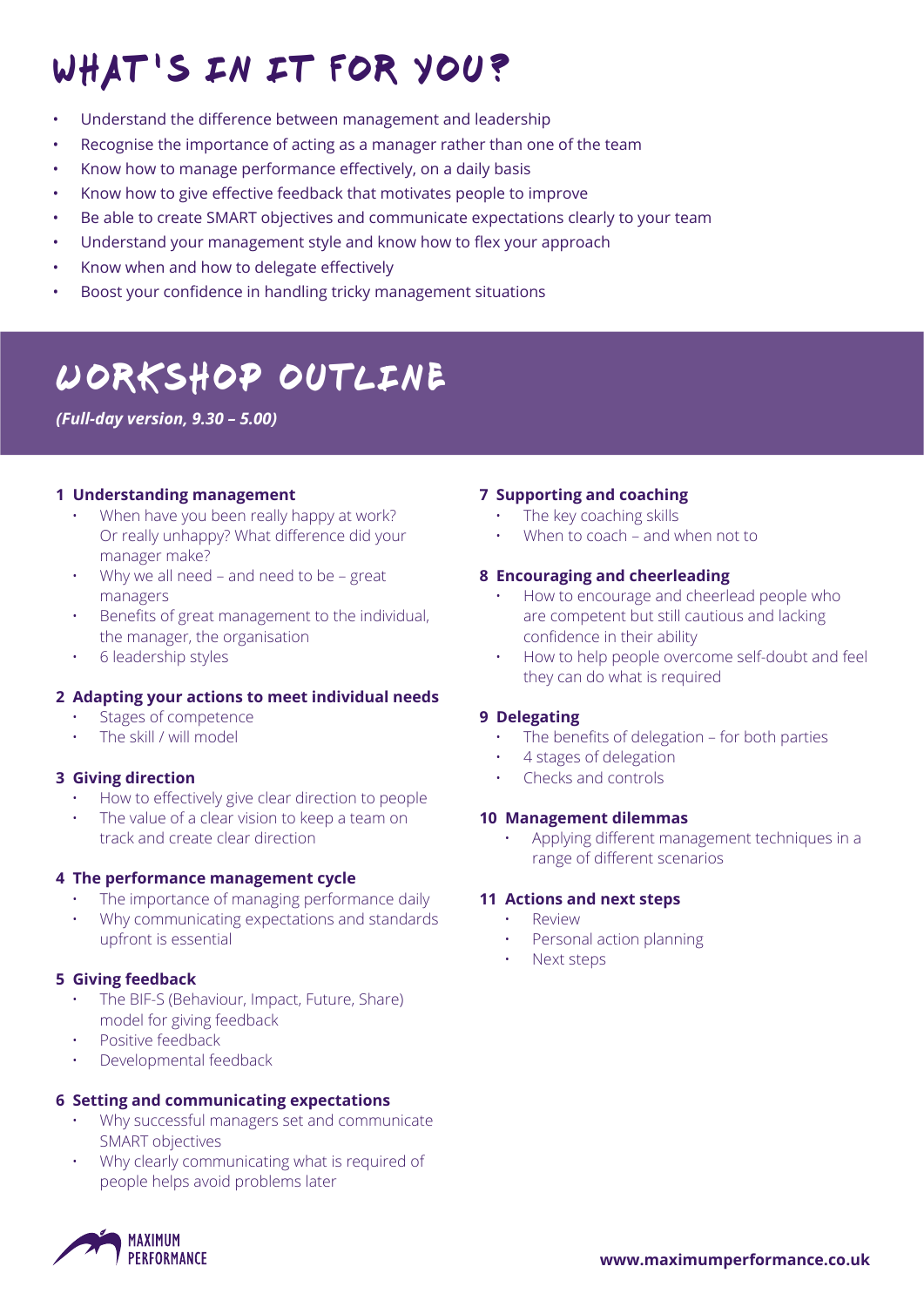# WHAT'S IN IT FOR YOU?

- Understand the difference between management and leadership
- Recognise the importance of acting as a manager rather than one of the team
- Know how to manage performance effectively, on a daily basis
- Know how to give effective feedback that motivates people to improve
- Be able to create SMART objectives and communicate expectations clearly to your team
- Understand your management style and know how to flex your approach
- Know when and how to delegate effectively
- Boost your confidence in handling tricky management situations

# WORKSHOP OUTLINE

***(Full-day version, 9.30 – 5.00)***

**1 Understanding management**

- When have you been really happy at work? Or really unhappy? What difference did your manager make?
- Why we all need – and need to be – great managers
- Benefits of great management to the individual, the manager, the organisation
- 6 leadership styles

**2 Adapting your actions to meet individual needs**

- Stages of competence
- The skill / will model

**3 Giving direction**

- How to effectively give clear direction to people
- The value of a clear vision to keep a team on track and create clear direction

**4 The performance management cycle**

- The importance of managing performance daily
- Why communicating expectations and standards upfront is essential

**5 Giving feedback**

- The BIF-S (Behaviour, Impact, Future, Share) model for giving feedback
- Positive feedback
- Developmental feedback

**6 Setting and communicating expectations**

- Why successful managers set and communicate SMART objectives
- Why clearly communicating what is required of people helps avoid problems later

**7 Supporting and coaching**

- The key coaching skills
- When to coach – and when not to

**8 Encouraging and cheerleading**

- How to encourage and cheerlead people who are competent but still cautious and lacking confidence in their ability
- How to help people overcome self-doubt and feel they can do what is required

**9 Delegating**

- The benefits of delegation – for both parties
- 4 stages of delegation
- Checks and controls

**10 Management dilemmas**

- Applying different management techniques in a range of different scenarios

**11 Actions and next steps**

- Review
- Personal action planning
- Next steps

MAXIMUM PERFORMANCE

**www.maximumperformance.co.uk**